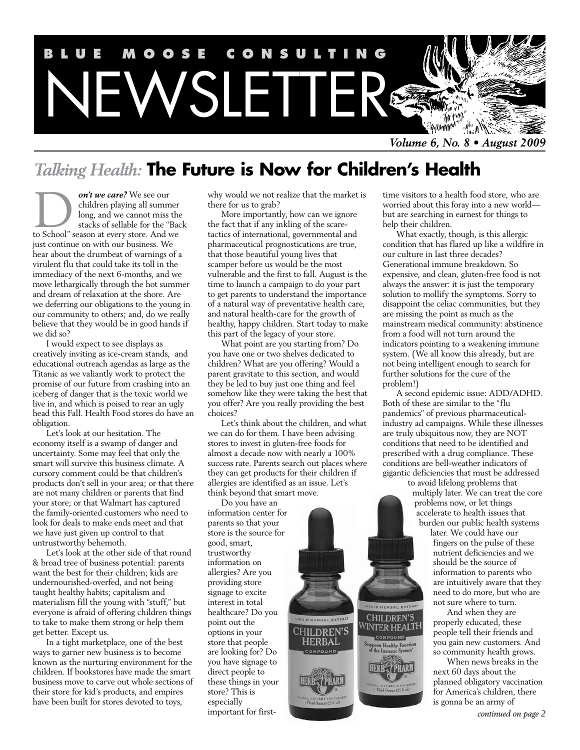# BLUE MOOSE CONSULTING NEWSLETTER

*Volume 6, No. 8 • August 2009*

## *Talking Health:* The Future is Now for Children's Health

***Don't we care?*** We see our children playing all summer long, and we cannot miss the stacks of sellable for the "Back to School" season at every store. And we just continue on with our business. We hear about the drumbeat of warnings of a virulent flu that could take its toll in the immediacy of the next 6-months, and we move lethargically through the hot summer and dream of relaxation at the shore. Are we deferring our obligations to the young in our community to others; and, do we really believe that they would be in good hands if we did so?

I would expect to see displays as creatively inviting as ice-cream stands, and educational outreach agendas as large as the Titanic as we valiantly work to protect the promise of our future from crashing into an iceberg of danger that is the toxic world we live in, and which is poised to rear an ugly head this Fall. Health Food stores do have an obligation.

Let's look at our hesitation. The economy itself is a swamp of danger and uncertainty. Some may feel that only the smart will survive this business climate. A cursory comment could be that children's products don't sell in your area; or that there are not many children or parents that find your store; or that Walmart has captured the family-oriented customers who need to look for deals to make ends meet and that we have just given up control to that untrustworthy behemoth.

Let's look at the other side of that round & broad tree of business potential: parents want the best for their children; kids are undernourished-overfed, and not being taught healthy habits; capitalism and materialism fill the young with "stuff," but everyone is afraid of offering children things to take to make them strong or help them get better. Except us.

In a tight marketplace, one of the best ways to garner new business is to become known as the nurturing environment for the children. If bookstores have made the smart business move to carve out whole sections of their store for kid's products, and empires have been built for stores devoted to toys, why would we not realize that the market is there for us to grab?

More importantly, how can we ignore the fact that if any inkling of the scare-tactics of international, governmental and pharmaceutical prognostications are true, that those beautiful young lives that scamper before us would be the most vulnerable and the first to fall. August is the time to launch a campaign to do your part to get parents to understand the importance of a natural way of preventative health care, and natural health-care for the growth of healthy, happy children. Start today to make this part of the legacy of your store.

What point are you starting from? Do you have one or two shelves dedicated to children? What are you offering? Would a parent gravitate to this section, and would they be led to buy just one thing and feel somehow like they were taking the best that you offer? Are you really providing the best choices?

Let's think about the children, and what we can do for them. I have been advising stores to invest in gluten-free foods for almost a decade now with nearly a 100% success rate. Parents search out places where they can get products for their children if allergies are identified as an issue. Let's think beyond that smart move.

Do you have an information center for parents so that your store is the source for good, smart, trustworthy information on allergies? Are you providing store signage to excite interest in total healthcare? Do you point out the options in your store that people are looking for? Do you have signage to direct people to these things in your store? This is especially important for first-time visitors to a health food store, who are worried about this foray into a new world—but are searching in earnest for things to help their children.

What exactly, though, is this allergic condition that has flared up like a wildfire in our culture in last three decades? Generational immune breakdown. So expensive, and clean, gluten-free food is not always the answer: it is just the temporary solution to mollify the symptoms. Sorry to disappoint the celiac communities, but they are missing the point as much as the mainstream medical community: abstinence from a food will not turn around the indicators pointing to a weakening immune system. (We all know this already, but are not being intelligent enough to search for further solutions for the cure of the problem!)

A second epidemic issue: ADD/ADHD. Both of these are similar to the "flu pandemics" of previous pharmaceutical-industry ad campaigns. While these illnesses are truly ubiquitous now, they are NOT conditions that need to be identified and prescribed with a drug compliance. These conditions are bell-weather indicators of gigantic deficiencies that must be addressed to avoid lifelong problems that multiply later. We can treat the core problems now, or let things accelerate to health issues that burden our public health systems later. We could have our fingers on the pulse of these nutrient deficiencies and we should be the source of information to parents who are intuitively aware that they need to do more, but who are not sure where to turn.

And when they are properly educated, these people tell their friends and you gain new customers. And so community health grows.

When news breaks in the next 60 days about the planned obligatory vaccination for America's children, there is gonna be an army of

*continued on page 2*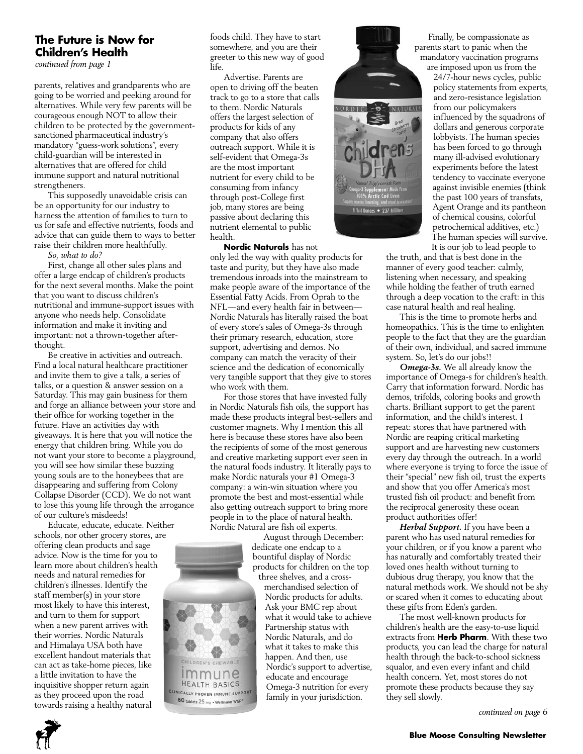## The Future is Now for Children's Health

*continued from page 1*

parents, relatives and grandparents who are going to be worried and peeking around for alternatives. While very few parents will be courageous enough NOT to allow their children to be protected by the government-sanctioned pharmaceutical industry's mandatory "guess-work solutions", every child-guardian will be interested in alternatives that are offered for child immune support and natural nutritional strengtheners.

This supposedly unavoidable crisis can be an opportunity for our industry to harness the attention of families to turn to us for safe and effective nutrients, foods and advice that can guide them to ways to better raise their children more healthfully.

*So, what to do?*

First, change all other sales plans and offer a large endcap of children's products for the next several months. Make the point that you want to discuss children's nutritional and immune-support issues with anyone who needs help. Consolidate information and make it inviting and important: not a thrown-together after-thought.

Be creative in activities and outreach. Find a local natural healthcare practitioner and invite them to give a talk, a series of talks, or a question & answer session on a Saturday. This may gain business for them and forge an alliance between your store and their office for working together in the future. Have an activities day with giveaways. It is here that you will notice the energy that children bring. While you do not want your store to become a playground, you will see how similar these buzzing young souls are to the honeybees that are disappearing and suffering from Colony Collapse Disorder (CCD). We do not want to lose this young life through the arrogance of our culture's misdeeds!

Educate, educate, educate. Neither schools, nor other grocery stores, are offering clean products and sage advice. Now is the time for you to learn more about children's health needs and natural remedies for children's illnesses. Identify the staff member(s) in your store most likely to have this interest, and turn to them for support when a new parent arrives with their worries. Nordic Naturals and Himalaya USA both have excellent handout materials that can act as take-home pieces, like a little invitation to have the inquisitive shopper return again as they proceed upon the road towards raising a healthy natural foods child. They have to start somewhere, and you are their greeter to this new way of good life.

Advertise. Parents are open to driving off the beaten track to go to a store that calls to them. Nordic Naturals offers the largest selection of products for kids of any company that also offers outreach support. While it is self-evident that Omega-3s are the most important nutrient for every child to be consuming from infancy through post-College first job, many stores are being passive about declaring this nutrient elemental to public health.

**Nordic Naturals** has not only led the way with quality products for taste and purity, but they have also made tremendous inroads into the mainstream to make people aware of the importance of the Essential Fatty Acids. From Oprah to the NFL—and every health fair in between—Nordic Naturals has literally raised the boat of every store's sales of Omega-3s through their primary research, education, store support, advertising and demos. No company can match the veracity of their science and the dedication of economically very tangible support that they give to stores who work with them.

For those stores that have invested fully in Nordic Naturals fish oils, the support has made these products integral best-sellers and customer magnets. Why I mention this all here is because these stores have also been the recipients of some of the most generous and creative marketing support ever seen in the natural foods industry. It literally pays to make Nordic naturals your #1 Omega-3 company: a win-win situation where you promote the best and most-essential while also getting outreach support to bring more people in to the place of natural health. Nordic Natural are fish oil experts.

August through December: dedicate one endcap to a bountiful display of Nordic products for children on the top three shelves, and a cross-merchandised selection of Nordic products for adults. Ask your BMC rep about what it would take to achieve Partnership status with Nordic Naturals, and do what it takes to make this happen. And then, use Nordic's support to advertise, educate and encourage Omega-3 nutrition for every family in your jurisdiction.

Finally, be compassionate as parents start to panic when the mandatory vaccination programs are imposed upon us from the 24/7-hour news cycles, public policy statements from experts, and zero-resistance legislation from our policymakers influenced by the squadrons of dollars and generous corporate lobbyists. The human species has been forced to go through many ill-advised evolutionary experiments before the latest tendency to vaccinate everyone against invisible enemies (think the past 100 years of transfats, Agent Orange and its pantheon of chemical cousins, colorful petrochemical additives, etc.) The human species will survive. It is our job to lead people to the truth, and that is best done in the manner of every good teacher: calmly, listening when necessary, and speaking while holding the feather of truth earned through a deep vocation to the craft: in this case natural health and real healing.

This is the time to promote herbs and homeopathics. This is the time to enlighten people to the fact that they are the guardian of their own, individual, and sacred immune system. So, let's do our jobs!!

***Omega-3s.*** We all already know the importance of Omega-s for children's health. Carry that information forward. Nordic has demos, trifolds, coloring books and growth charts. Brilliant support to get the parent information, and the child's interest. I repeat: stores that have partnered with Nordic are reaping critical marketing support and are harvesting new customers every day through the outreach. In a world where everyone is trying to force the issue of their "special" new fish oil, trust the experts and show that you offer America's most trusted fish oil product: and benefit from the reciprocal generosity these ocean product authorities offer!

***Herbal Support.*** If you have been a parent who has used natural remedies for your children, or if you know a parent who has naturally and comfortably treated their loved ones health without turning to dubious drug therapy, you know that the natural methods work. We should not be shy or scared when it comes to educating about these gifts from Eden's garden.

The most well-known products for children's health are the easy-to-use liquid extracts from **Herb Pharm**. With these two products, you can lead the charge for natural health through the back-to-school sickness squalor, and even every infant and child health concern. Yet, most stores do not promote these products because they say they sell slowly.

*continued on page 6*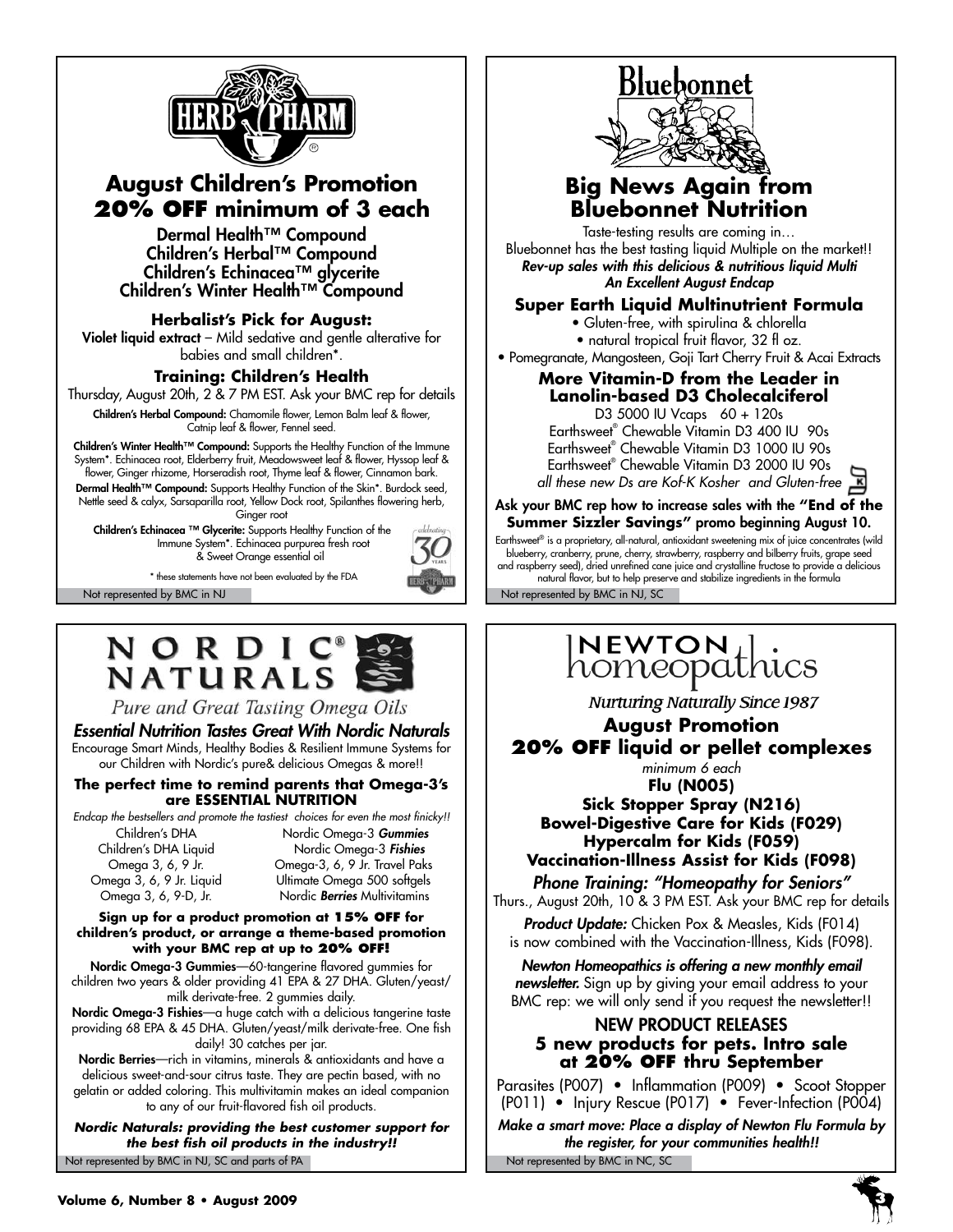## HERB PHARM

## August Children's Promotion
## 20% OFF minimum of 3 each

**Dermal Health™ Compound**
**Children's Herbal™ Compound**
**Children's Echinacea™ glycerite**
**Children's Winter Health™ Compound**

### Herbalist's Pick for August:

**Violet liquid extract** – Mild sedative and gentle alterative for babies and small children*.

### Training: Children's Health

Thursday, August 20th, 2 & 7 PM EST. Ask your BMC rep for details

**Children's Herbal Compound:** Chamomile flower, Lemon Balm leaf & flower, Catnip leaf & flower, Fennel seed.

**Children's Winter Health™ Compound:** Supports the Healthy Function of the Immune System*. Echinacea root, Elderberry fruit, Meadowsweet leaf & flower, Hyssop leaf & flower, Ginger rhizome, Horseradish root, Thyme leaf & flower, Cinnamon bark.

**Dermal Health™ Compound:** Supports Healthy Function of the Skin*. Burdock seed, Nettle seed & calyx, Sarsaparilla root, Yellow Dock root, Spilanthes flowering herb, Ginger root

**Children's Echinacea ™ Glycerite:** Supports Healthy Function of the Immune System*. Echinacea purpurea fresh root & Sweet Orange essential oil

celebrating 30 years HERB PHARM

* these statements have not been evaluated by the FDA

Not represented by BMC in NJ

---

## Bluebonnet

## Big News Again from Bluebonnet Nutrition

Taste-testing results are coming in…
Bluebonnet has the best tasting liquid Multiple on the market!!
***Rev-up sales with this delicious & nutritious liquid Multi***
***An Excellent August Endcap***

### Super Earth Liquid Multinutrient Formula

- Gluten-free, with spirulina & chlorella
- natural tropical fruit flavor, 32 fl oz.
- Pomegranate, Mangosteen, Goji Tart Cherry Fruit & Acai Extracts

### More Vitamin-D from the Leader in Lanolin-based D3 Cholecalciferol

D3 5000 IU Vcaps 60 + 120s
Earthsweet® Chewable Vitamin D3 400 IU 90s
Earthsweet® Chewable Vitamin D3 1000 IU 90s
Earthsweet® Chewable Vitamin D3 2000 IU 90s
*all these new Ds are Kof-K Kosher and Gluten-free*

**Ask your BMC rep how to increase sales with the "End of the Summer Sizzler Savings" promo beginning August 10.**

Earthsweet® is a proprietary, all-natural, antioxidant sweetening mix of juice concentrates (wild blueberry, cranberry, prune, cherry, strawberry, raspberry and bilberry fruits, grape seed and raspberry seed), dried unrefined cane juice and crystalline fructose to provide a delicious natural flavor, but to help preserve and stabilize ingredients in the formula

Not represented by BMC in NJ, SC

---

## NORDIC® NATURALS

*Pure and Great Tasting Omega Oils*

### *Essential Nutrition Tastes Great With Nordic Naturals*

Encourage Smart Minds, Healthy Bodies & Resilient Immune Systems for our Children with Nordic's pure& delicious Omegas & more!!

**The perfect time to remind parents that Omega-3's are ESSENTIAL NUTRITION**

*Endcap the bestsellers and promote the tastiest choices for even the most finicky!!*

| | |
|---|---|
| Children's DHA | Nordic Omega-3 ***Gummies*** |
| Children's DHA Liquid | Nordic Omega-3 ***Fishies*** |
| Omega 3, 6, 9 Jr. | Omega-3, 6, 9 Jr. Travel Paks |
| Omega 3, 6, 9 Jr. Liquid | Ultimate Omega 500 softgels |
| Omega 3, 6, 9-D, Jr. | Nordic ***Berries*** Multivitamins |

**Sign up for a product promotion at 15% OFF for children's product, or arrange a theme-based promotion with your BMC rep at up to 20% OFF!**

**Nordic Omega-3 Gummies**—60-tangerine flavored gummies for children two years & older providing 41 EPA & 27 DHA. Gluten/yeast/milk derivate-free. 2 gummies daily.

**Nordic Omega-3 Fishies**—a huge catch with a delicious tangerine taste providing 68 EPA & 45 DHA. Gluten/yeast/milk derivate-free. One fish daily! 30 catches per jar.

**Nordic Berries**—rich in vitamins, minerals & antioxidants and have a delicious sweet-and-sour citrus taste. They are pectin based, with no gelatin or added coloring. This multivitamin makes an ideal companion to any of our fruit-flavored fish oil products.

***Nordic Naturals: providing the best customer support for the best fish oil products in the industry!!***

Not represented by BMC in NJ, SC and parts of PA

---

## NEWTON homeopathics

*Nurturing Naturally Since 1987*

### August Promotion
### 20% OFF liquid or pellet complexes

*minimum 6 each*

**Flu (N005)**
**Sick Stopper Spray (N216)**
**Bowel-Digestive Care for Kids (F029)**
**Hypercalm for Kids (F059)**
**Vaccination-Illness Assist for Kids (F098)**

### *Phone Training: "Homeopathy for Seniors"*

Thurs., August 20th, 10 & 3 PM EST. Ask your BMC rep for details

***Product Update:*** Chicken Pox & Measles, Kids (F014) is now combined with the Vaccination-Illness, Kids (F098).

***Newton Homeopathics is offering a new monthly email newsletter.*** Sign up by giving your email address to your BMC rep: we will only send if you request the newsletter!!

### NEW PRODUCT RELEASES
### 5 new products for pets. Intro sale at 20% OFF thru September

Parasites (P007) • Inflammation (P009) • Scoot Stopper (P011) • Injury Rescue (P017) • Fever-Infection (P004)

***Make a smart move: Place a display of Newton Flu Formula by the register, for your communities health!!***

Not represented by BMC in NC, SC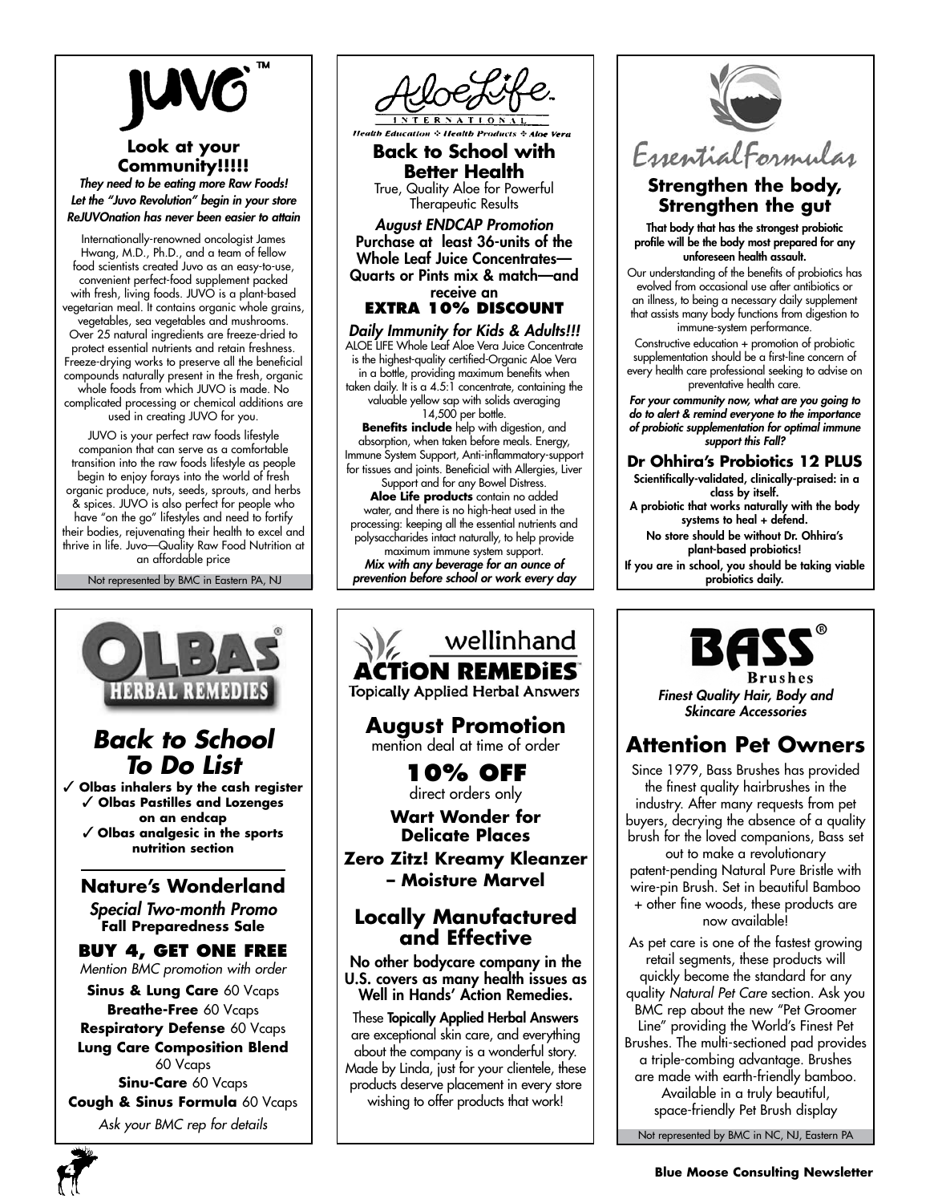# JUVO™

## Look at your Community!!!!!

***They need to be eating more Raw Foods! Let the "Juvo Revolution" begin in your store ReJUVOnation has never been easier to attain***

Internationally-renowned oncologist James Hwang, M.D., Ph.D., and a team of fellow food scientists created Juvo as an easy-to-use, convenient perfect-food supplement packed with fresh, living foods. JUVO is a plant-based vegetarian meal. It contains organic whole grains, vegetables, sea vegetables and mushrooms. Over 25 natural ingredients are freeze-dried to protect essential nutrients and retain freshness. Freeze-drying works to preserve all the beneficial compounds naturally present in the fresh, organic whole foods from which JUVO is made. No complicated processing or chemical additions are used in creating JUVO for you.

JUVO is your perfect raw foods lifestyle companion that can serve as a comfortable transition into the raw foods lifestyle as people begin to enjoy forays into the world of fresh organic produce, nuts, seeds, sprouts, and herbs & spices. JUVO is also perfect for people who have "on the go" lifestyles and need to fortify their bodies, rejuvenating their health to excel and thrive in life. Juvo—Quality Raw Food Nutrition at an affordable price

Not represented by BMC in Eastern PA, NJ

---

# AloeLife INTERNATIONAL

Health Education ❖ Health Products ❖ Aloe Vera

## Back to School with Better Health

True, Quality Aloe for Powerful Therapeutic Results

***August ENDCAP Promotion***

**Purchase at least 36-units of the Whole Leaf Juice Concentrates—Quarts or Pints mix & match—and receive an**

**EXTRA 10% DISCOUNT**

***Daily Immunity for Kids & Adults!!!***

ALOE LIFE Whole Leaf Aloe Vera Juice Concentrate is the highest-quality certified-Organic Aloe Vera in a bottle, providing maximum benefits when taken daily. It is a 4.5:1 concentrate, containing the valuable yellow sap with solids averaging 14,500 per bottle.

**Benefits include** help with digestion, and absorption, when taken before meals. Energy, Immune System Support, Anti-inflammatory-support for tissues and joints. Beneficial with Allergies, Liver Support and for any Bowel Distress.

**Aloe Life products** contain no added water, and there is no high-heat used in the processing: keeping all the essential nutrients and polysaccharides intact naturally, to help provide maximum immune system support.

***Mix with any beverage for an ounce of prevention before school or work every day***

---

# EssentialFormulas

## Strengthen the body, Strengthen the gut

**That body that has the strongest probiotic profile will be the body most prepared for any unforeseen health assault.**

Our understanding of the benefits of probiotics has evolved from occasional use after antibiotics or an illness, to being a necessary daily supplement that assists many body functions from digestion to immune-system performance.

Constructive education + promotion of probiotic supplementation should be a first-line concern of every health care professional seeking to advise on preventative health care.

***For your community now, what are you going to do to alert & remind everyone to the importance of probiotic supplementation for optimal immune support this Fall?***

### Dr Ohhira's Probiotics 12 PLUS

**Scientifically-validated, clinically-praised: in a class by itself.**

**A probiotic that works naturally with the body systems to heal + defend.**

**No store should be without Dr. Ohhira's plant-based probiotics!**

**If you are in school, you should be taking viable probiotics daily.**

---

# OLBAS® HERBAL REMEDIES

## *Back to School To Do List*

- ✓ **Olbas inhalers by the cash register**
- ✓ **Olbas Pastilles and Lozenges on an endcap**
- ✓ **Olbas analgesic in the sports nutrition section**

## Nature's Wonderland

***Special Two-month Promo***

**Fall Preparedness Sale**

**BUY 4, GET ONE FREE**

*Mention BMC promotion with order*

**Sinus & Lung Care** 60 Vcaps

**Breathe-Free** 60 Vcaps

**Respiratory Defense** 60 Vcaps

**Lung Care Composition Blend** 60 Vcaps

**Sinu-Care** 60 Vcaps

**Cough & Sinus Formula** 60 Vcaps

*Ask your BMC rep for details*

---

# wellinhand ACTiON REMEDiES™

Topically Applied Herbal Answers

## August Promotion

mention deal at time of order

**10% OFF**

direct orders only

**Wart Wonder for Delicate Places**

**Zero Zitz! Kreamy Kleanzer – Moisture Marvel**

## Locally Manufactured and Effective

**No other bodycare company in the U.S. covers as many health issues as Well in Hands' Action Remedies.**

These **Topically Applied Herbal Answers** are exceptional skin care, and everything about the company is a wonderful story. Made by Linda, just for your clientele, these products deserve placement in every store wishing to offer products that work!

---

# BASS® Brushes

***Finest Quality Hair, Body and Skincare Accessories***

## Attention Pet Owners

Since 1979, Bass Brushes has provided the finest quality hairbrushes in the industry. After many requests from pet buyers, decrying the absence of a quality brush for the loved companions, Bass set out to make a revolutionary patent-pending Natural Pure Bristle with wire-pin Brush. Set in beautiful Bamboo + other fine woods, these products are now available!

As pet care is one of the fastest growing retail segments, these products will quickly become the standard for any quality *Natural Pet Care* section. Ask you BMC rep about the new "Pet Groomer Line" providing the World's Finest Pet Brushes. The multi-sectioned pad provides a triple-combing advantage. Brushes are made with earth-friendly bamboo. Available in a truly beautiful, space-friendly Pet Brush display

Not represented by BMC in NC, NJ, Eastern PA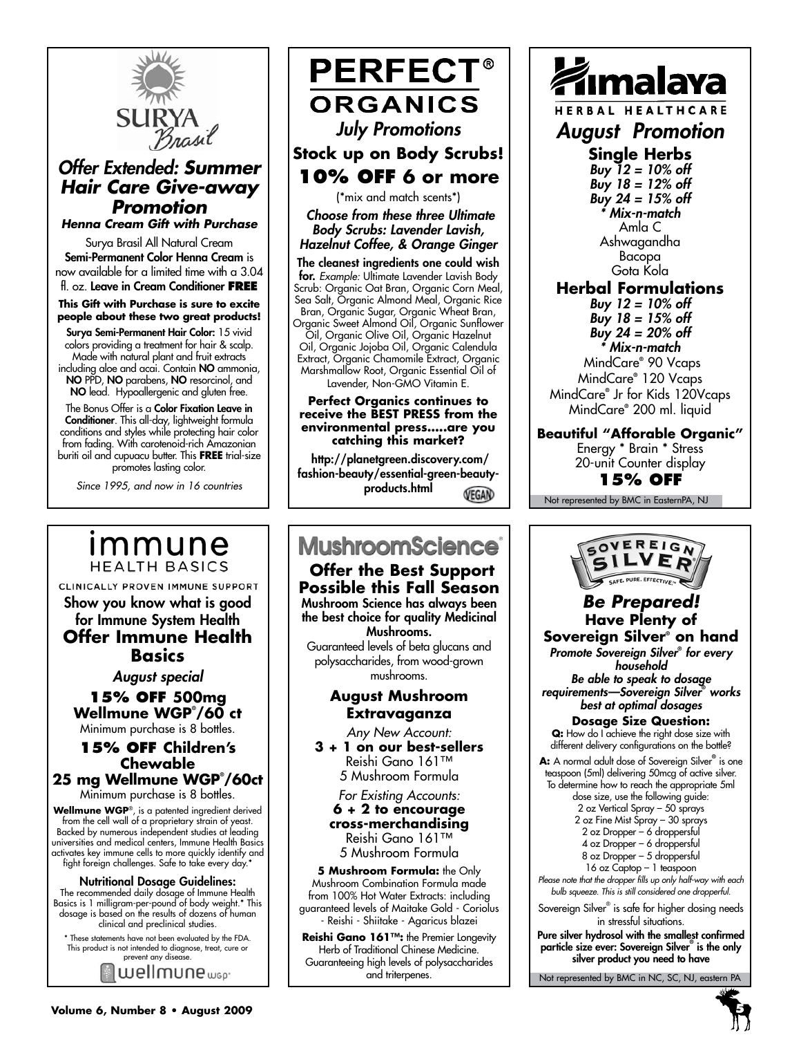# SURYA Brasil

## *Offer Extended:* Summer Hair Care Give-away Promotion

***Henna Cream Gift with Purchase***

Surya Brasil All Natural Cream **Semi-Permanent Color Henna Cream** is now available for a limited time with a 3.04 fl. oz. **Leave in Cream Conditioner FREE**

**This Gift with Purchase is sure to excite people about these two great products!**

**Surya Semi-Permanent Hair Color:** 15 vivid colors providing a treatment for hair & scalp. Made with natural plant and fruit extracts including aloe and acai. Contain **NO** ammonia, **NO** PPD, **NO** parabens, **NO** resorcinol, and **NO** lead. Hypoallergenic and gluten free.

The Bonus Offer is a **Color Fixation Leave in Conditioner**. This all-day, lightweight formula conditions and styles while protecting hair color from fading. With carotenoid-rich Amazonian buriti oil and cupuacu butter. This **FREE** trial-size promotes lasting color.

*Since 1995, and now in 16 countries*

# PERFECT® ORGANICS

## *July Promotions*

**Stock up on Body Scrubs!**

**10% OFF 6 or more**

(*mix and match scents*)

***Choose from these three Ultimate Body Scrubs: Lavender Lavish, Hazelnut Coffee, & Orange Ginger***

**The cleanest ingredients one could wish for.** *Example:* Ultimate Lavender Lavish Body Scrub: Organic Oat Bran, Organic Corn Meal, Sea Salt, Organic Almond Meal, Organic Rice Bran, Organic Sugar, Organic Wheat Bran, Organic Sweet Almond Oil, Organic Sunflower Oil, Organic Olive Oil, Organic Hazelnut Oil, Organic Jojoba Oil, Organic Calendula Extract, Organic Chamomile Extract, Organic Marshmallow Root, Organic Essential Oil of Lavender, Non-GMO Vitamin E.

**Perfect Organics continues to receive the BEST PRESS from the environmental press.....are you catching this market?**

**http://planetgreen.discovery.com/fashion-beauty/essential-green-beauty-products.html**

VEGAN

# Himalaya HERBAL HEALTHCARE

## *August Promotion*

**Single Herbs**

***Buy 12 = 10% off***
***Buy 18 = 12% off***
***Buy 24 = 15% off***
***\* Mix-n-match***

Amla C
Ashwagandha
Bacopa
Gota Kola

**Herbal Formulations**

***Buy 12 = 10% off***
***Buy 18 = 15% off***
***Buy 24 = 20% off***
***\* Mix-n-match***

MindCare® 90 Vcaps
MindCare® 120 Vcaps
MindCare® Jr for Kids 120Vcaps
MindCare® 200 ml. liquid

**Beautiful "Afforable Organic"**

Energy * Brain * Stress
20-unit Counter display

**15% OFF**

Not represented by BMC in EasternPA, NJ

# immune HEALTH BASICS

CLINICALLY PROVEN IMMUNE SUPPORT

**Show you know what is good for Immune System Health**

## Offer Immune Health Basics

*August special*

**15% OFF 500mg Wellmune WGP®/60 ct**

Minimum purchase is 8 bottles.

**15% OFF Children's Chewable 25 mg Wellmune WGP®/60ct**

Minimum purchase is 8 bottles.

**Wellmune WGP®**, is a patented ingredient derived from the cell wall of a proprietary strain of yeast. Backed by numerous independent studies at leading universities and medical centers, Immune Health Basics activates key immune cells to more quickly identify and fight foreign challenges. Safe to take every day.*

**Nutritional Dosage Guidelines:**

The recommended daily dosage of Immune Health Basics is 1 milligram-per-pound of body weight.* This dosage is based on the results of dozens of human clinical and preclinical studies.

\* These statements have not been evaluated by the FDA. This product is not intended to diagnose, treat, cure or prevent any disease.

wellmune WGP®

# MushroomScience®

## Offer the Best Support Possible this Fall Season

**Mushroom Science has always been the best choice for quality Medicinal Mushrooms.**

Guaranteed levels of beta glucans and polysaccharides, from wood-grown mushrooms.

**August Mushroom Extravaganza**

*Any New Account:*

**3 + 1 on our best-sellers**

Reishi Gano 161™
5 Mushroom Formula

*For Existing Accounts:*

**6 + 2 to encourage cross-merchandising**

Reishi Gano 161™
5 Mushroom Formula

**5 Mushroom Formula:** the Only Mushroom Combination Formula made from 100% Hot Water Extracts: including guaranteed levels of Maitake Gold - Coriolus - Reishi - Shiitake - Agaricus blazei

**Reishi Gano 161™:** the Premier Longevity Herb of Traditional Chinese Medicine. Guaranteeing high levels of polysaccharides and triterpenes.

# SOVEREIGN SILVER

SAFE. PURE. EFFECTIVE.™

## *Be Prepared!* Have Plenty of Sovereign Silver® on hand

***Promote Sovereign Silver® for every household***

***Be able to speak to dosage requirements—Sovereign Silver® works best at optimal dosages***

**Dosage Size Question:**

**Q:** How do I achieve the right dose size with different delivery configurations on the bottle?

**A:** A normal adult dose of Sovereign Silver® is one teaspoon (5ml) delivering 50mcg of active silver. To determine how to reach the appropriate 5ml dose size, use the following guide:

2 oz Vertical Spray – 50 sprays
2 oz Fine Mist Spray – 30 sprays
2 oz Dropper – 6 droppersful
4 oz Dropper – 6 droppersful
8 oz Dropper – 5 droppersful
16 oz Captop – 1 teaspoon

*Please note that the dropper fills up only half-way with each bulb squeeze. This is still considered one dropperful.*

Sovereign Silver® is safe for higher dosing needs in stressful situations.

**Pure silver hydrosol with the smallest confirmed particle size ever: Sovereign Silver® is the only silver product you need to have**

Not represented by BMC in NC, SC, NJ, eastern PA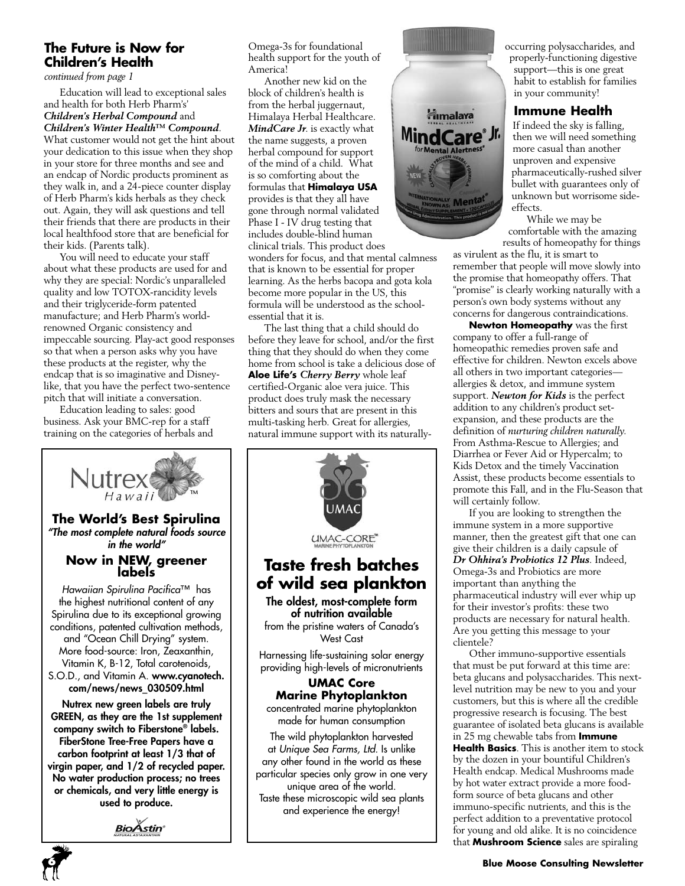## The Future is Now for Children's Health

*continued from page 1*

Education will lead to exceptional sales and health for both Herb Pharm's' ***Children's Herbal Compound*** and ***Children's Winter Health™ Compound***. What customer would not get the hint about your dedication to this issue when they shop in your store for three months and see and an endcap of Nordic products prominent as they walk in, and a 24-piece counter display of Herb Pharm's kids herbals as they check out. Again, they will ask questions and tell their friends that there are products in their local healthfood store that are beneficial for their kids. (Parents talk).

You will need to educate your staff about what these products are used for and why they are special: Nordic's unparalleled quality and low TOTOX-rancidity levels and their triglyceride-form patented manufacture; and Herb Pharm's world-renowned Organic consistency and impeccable sourcing. Play-act good responses so that when a person asks why you have these products at the register, why the endcap that is so imaginative and Disney-like, that you have the perfect two-sentence pitch that will initiate a conversation.

Education leading to sales: good business. Ask your BMC-rep for a staff training on the categories of herbals and Omega-3s for foundational health support for the youth of America!

Another new kid on the block of children's health is from the herbal juggernaut, Himalaya Herbal Healthcare. ***MindCare Jr***. is exactly what the name suggests, a proven herbal compound for support of the mind of a child. What is so comforting about the formulas that **Himalaya USA** provides is that they all have gone through normal validated Phase I - IV drug testing that includes double-blind human clinical trials. This product does wonders for focus, and that mental calmness that is known to be essential for proper learning. As the herbs bacopa and gota kola become more popular in the US, this formula will be understood as the school-essential that it is.

The last thing that a child should do before they leave for school, and/or the first thing that they should do when they come home from school is take a delicious dose of **Aloe Life's** ***Cherry Berry*** whole leaf certified-Organic aloe vera juice. This product does truly mask the necessary bitters and sours that are present in this multi-tasking herb. Great for allergies, natural immune support with its naturally-occurring polysaccharides, and properly-functioning digestive support—this is one great habit to establish for families in your community!

### Immune Health

If indeed the sky is falling, then we will need something more casual than another unproven and expensive pharmaceutically-rushed silver bullet with guarantees only of unknown but worrisome side-effects.

While we may be comfortable with the amazing results of homeopathy for things as virulent as the flu, it is smart to remember that people will move more slowly into the promise that homeopathy offers. That "promise" is clearly working naturally with a person's own body systems without any concerns for dangerous contraindications.

**Newton Homeopathy** was the first company to offer a full-range of homeopathic remedies proven safe and effective for children. Newton excels above all others in two important categories—allergies & detox, and immune system support. ***Newton for Kids*** is the perfect addition to any children's product set-expansion, and these products are the definition of *nurturing children naturally*. From Asthma-Rescue to Allergies; and Diarrhea or Fever Aid or Hypercalm; to Kids Detox and the timely Vaccination Assist, these products become essentials to promote this Fall, and in the Flu-Season that will certainly follow.

If you are looking to strengthen the immune system in a more supportive manner, then the greatest gift that one can give their children is a daily capsule of ***Dr Ohhira's Probiotics 12 Plus***. Indeed, Omega-3s and Probiotics are more important than anything the pharmaceutical industry will ever whip up for their investor's profits: these two products are necessary for natural health. Are you getting this message to your clientele?

Other immuno-supportive essentials that must be put forward at this time are: beta glucans and polysaccharides. This next-level nutrition may be new to you and your customers, but this is where all the credible progressive research is focusing. The best guarantee of isolated beta glucans is available in 25 mg chewable tabs from **Immune Health Basics**. This is another item to stock by the dozen in your bountiful Children's Health endcap. Medical Mushrooms made by hot water extract provide a more food-form source of beta glucans and other immuno-specific nutrients, and this is the perfect addition to a preventative protocol for young and old alike. It is no coincidence that **Mushroom Science** sales are spiraling

---

Nutrex Hawaii™

**The World's Best Spirulina**

***"The most complete natural foods source in the world"***

**Now in NEW, greener labels**

*Hawaiian Spirulina Pacifica*™ has the highest nutritional content of any Spirulina due to its exceptional growing conditions, patented cultivation methods, and "Ocean Chill Drying" system. More food-source: Iron, Zeaxanthin, Vitamin K, B-12, Total carotenoids, S.O.D., and Vitamin A. **www.cyanotech.com/news/news_030509.html**

**Nutrex new green labels are truly GREEN, as they are the 1st supplement company switch to Fiberstone® labels. FiberStone Tree-Free Papers have a carbon footprint at least 1/3 that of virgin paper, and 1/2 of recycled paper. No water production process; no trees or chemicals, and very little energy is used to produce.**

BioAstin® Natural Astaxanthin

---

UMAC

UMAC-CORE™ Marine Phytoplankton

**Taste fresh batches of wild sea plankton**

**The oldest, most-complete form of nutrition available**

from the pristine waters of Canada's West Cast

Harnessing life-sustaining solar energy providing high-levels of micronutrients

**UMAC Core Marine Phytoplankton**

concentrated marine phytoplankton made for human consumption

The wild phytoplankton harvested at *Unique Sea Farms, Ltd*. Is unlike any other found in the world as these particular species only grow in one very unique area of the world.

Taste these microscopic wild sea plants and experience the energy!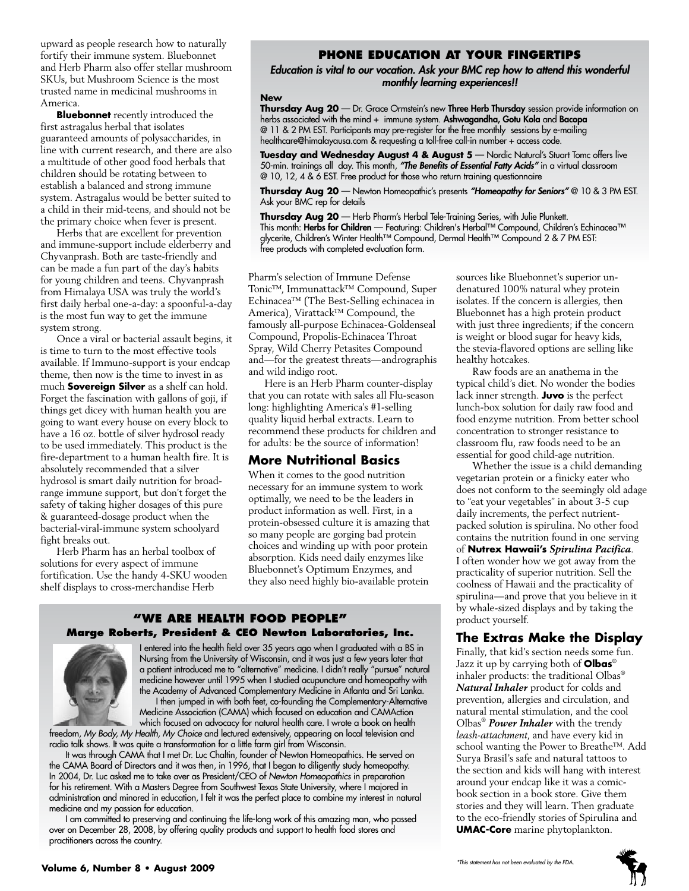upward as people research how to naturally fortify their immune system. Bluebonnet and Herb Pharm also offer stellar mushroom SKUs, but Mushroom Science is the most trusted name in medicinal mushrooms in America.

**Bluebonnet** recently introduced the first astragalus herbal that isolates guaranteed amounts of polysaccharides, in line with current research, and there are also a multitude of other good food herbals that children should be rotating between to establish a balanced and strong immune system. Astragalus would be better suited to a child in their mid-teens, and should not be the primary choice when fever is present.

Herbs that are excellent for prevention and immune-support include elderberry and Chyvanprash. Both are taste-friendly and can be made a fun part of the day's habits for young children and teens. Chyvanprash from Himalaya USA was truly the world's first daily herbal one-a-day: a spoonful-a-day is the most fun way to get the immune system strong.

Once a viral or bacterial assault begins, it is time to turn to the most effective tools available. If Immuno-support is your endcap theme, then now is the time to invest in as much **Sovereign Silver** as a shelf can hold. Forget the fascination with gallons of goji, if things get dicey with human health you are going to want every house on every block to have a 16 oz. bottle of silver hydrosol ready to be used immediately. This product is the fire-department to a human health fire. It is absolutely recommended that a silver hydrosol is smart daily nutrition for broad-range immune support, but don't forget the safety of taking higher dosages of this pure & guaranteed-dosage product when the bacterial-viral-immune system schoolyard fight breaks out.

Herb Pharm has an herbal toolbox of solutions for every aspect of immune fortification. Use the handy 4-SKU wooden shelf displays to cross-merchandise Herb Pharm's selection of Immune Defense Tonic™, Immunattack™ Compound, Super Echinacea™ (The Best-Selling echinacea in America), Virattack™ Compound, the famously all-purpose Echinacea-Goldenseal Compound, Propolis-Echinacea Throat Spray, Wild Cherry Petasites Compound and—for the greatest threats—andrographis and wild indigo root.

Here is an Herb Pharm counter-display that you can rotate with sales all Flu-season long: highlighting America's #1-selling quality liquid herbal extracts. Learn to recommend these products for children and for adults: be the source of information!

## More Nutritional Basics

When it comes to the good nutrition necessary for an immune system to work optimally, we need to be the leaders in product information as well. First, in a protein-obsessed culture it is amazing that so many people are gorging bad protein choices and winding up with poor protein absorption. Kids need daily enzymes like Bluebonnet's Optimum Enzymes, and they also need highly bio-available protein sources like Bluebonnet's superior undenatured 100% natural whey protein isolates. If the concern is allergies, then Bluebonnet has a high protein product with just three ingredients; if the concern is weight or blood sugar for heavy kids, the stevia-flavored options are selling like healthy hotcakes.

Raw foods are an anathema in the typical child's diet. No wonder the bodies lack inner strength. **Juvo** is the perfect lunch-box solution for daily raw food and food enzyme nutrition. From better school concentration to stronger resistance to classroom flu, raw foods need to be an essential for good child-age nutrition.

Whether the issue is a child demanding vegetarian protein or a finicky eater who does not conform to the seemingly old adage to "eat your vegetables" in about 3-5 cup daily increments, the perfect nutrient-packed solution is spirulina. No other food contains the nutrition found in one serving of ***Nutrex Hawaii's Spirulina Pacifica***. I often wonder how we got away from the practicality of superior nutrition. Sell the coolness of Hawaii and the practicality of spirulina—and prove that you believe in it by whale-sized displays and by taking the product yourself.

## The Extras Make the Display

Finally, that kid's section needs some fun. Jazz it up by carrying both of **Olbas**® inhaler products: the traditional Olbas® ***Natural Inhaler*** product for colds and prevention, allergies and circulation, and natural mental stimulation, and the cool Olbas® ***Power Inhaler*** with the trendy *leash-attachment*, and have every kid in school wanting the Power to Breathe™. Add Surya Brasil's safe and natural tattoos to the section and kids will hang with interest around your endcap like it was a comic-book section in a book store. Give them stories and they will learn. Then graduate to the eco-friendly stories of Spirulina and **UMAC-Core** marine phytoplankton.

### PHONE EDUCATION AT YOUR FINGERTIPS

***Education is vital to our vocation. Ask your BMC rep how to attend this wonderful monthly learning experiences!!***

**New**

**Thursday Aug 20** — Dr. Grace Ormstein's new **Three Herb Thursday** session provide information on herbs associated with the mind + immune system. **Ashwagandha, Gotu Kola** and **Bacopa** @ 11 & 2 PM EST. Participants may pre-register for the free monthly sessions by e-mailing healthcare@himalayausa.com & requesting a toll-free call-in number + access code.

**Tuesday and Wednesday August 4 & August 5** — Nordic Natural's Stuart Tomc offers live 50-min. trainings all day. This month, ***"The Benefits of Essential Fatty Acids"*** in a virtual classroom @ 10, 12, 4 & 6 EST. Free product for those who return training questionnaire

**Thursday Aug 20** — Newton Homeopathic's presents ***"Homeopathy for Seniors"*** @ 10 & 3 PM EST. Ask your BMC rep for details

**Thursday Aug 20** — Herb Pharm's Herbal Tele-Training Series, with Julie Plunkett. This month: **Herbs for Children** — Featuring: Children's Herbal™ Compound, Children's Echinacea™ glycerite, Children's Winter Health™ Compound, Dermal Health™ Compound 2 & 7 PM EST: free products with completed evaluation form.

### "WE ARE HEALTH FOOD PEOPLE"

**Marge Roberts, President & CEO Newton Laboratories, Inc.**

I entered into the health field over 35 years ago when I graduated with a BS in Nursing from the University of Wisconsin, and it was just a few years later that a patient introduced me to "alternative" medicine. I didn't really "pursue" natural medicine however until 1995 when I studied acupuncture and homeopathy with the Academy of Advanced Complementary Medicine in Atlanta and Sri Lanka.

I then jumped in with both feet, co-founding the Complementary-Alternative Medicine Association (CAMA) which focused on education and CAMAction which focused on advocacy for natural health care. I wrote a book on health freedom, *My Body, My Health, My Choice* and lectured extensively, appearing on local television and radio talk shows. It was quite a transformation for a little farm girl from Wisconsin.

It was through CAMA that I met Dr. Luc Chaltin, founder of Newton Homeopathics. He served on the CAMA Board of Directors and it was then, in 1996, that I began to diligently study homeopathy. In 2004, Dr. Luc asked me to take over as President/CEO of *Newton Homeopathics* in preparation for his retirement. With a Masters Degree from Southwest Texas State University, where I majored in administration and minored in education, I felt it was the perfect place to combine my interest in natural medicine and my passion for education.

I am committed to preserving and continuing the life-long work of this amazing man, who passed over on December 28, 2008, by offering quality products and support to health food stores and practitioners across the country.

*\*This statement has not been evaluated by the FDA.*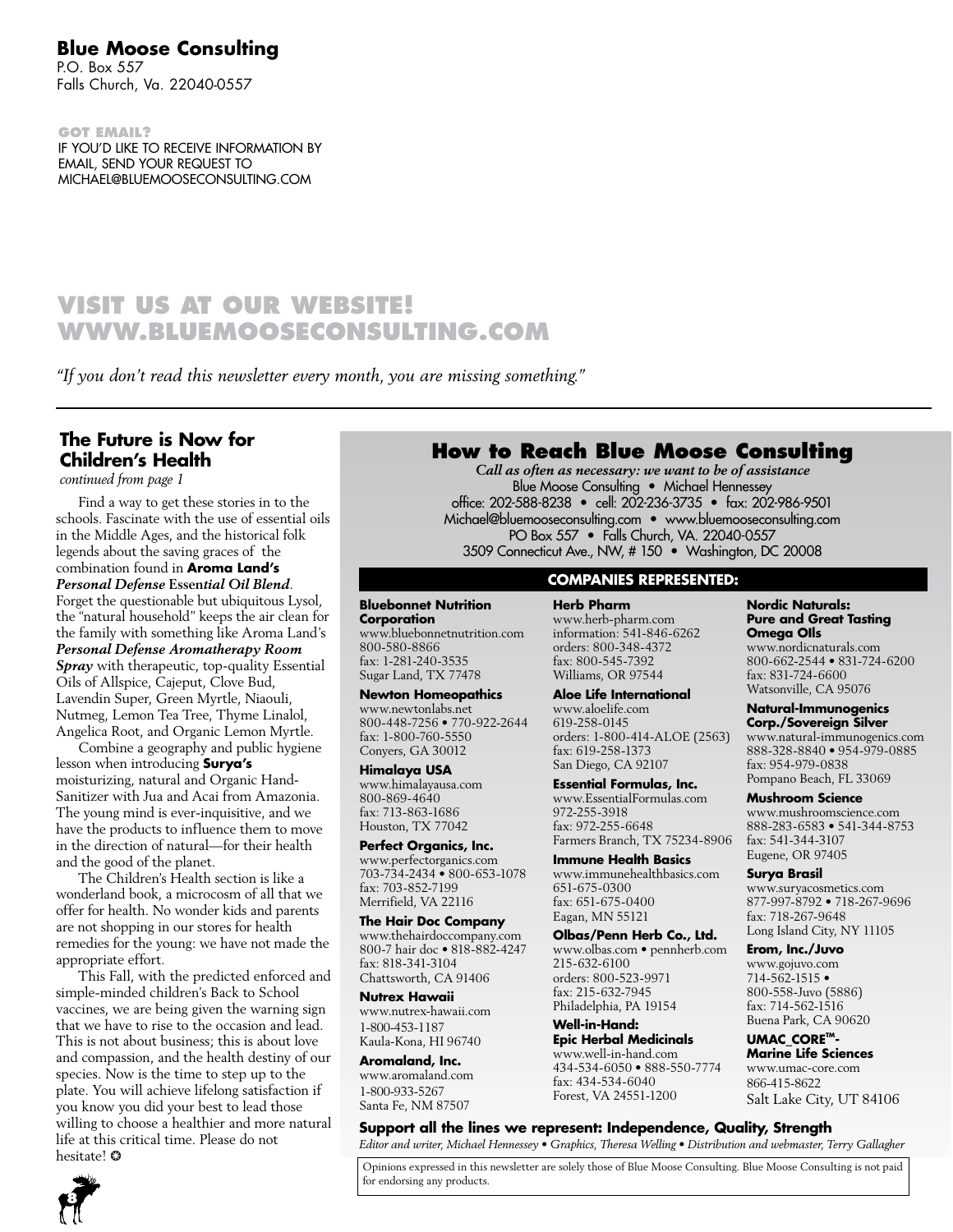**Blue Moose Consulting**
P.O. Box 557
Falls Church, Va. 22040-0557

**GOT EMAIL?**
IF YOU'D LIKE TO RECEIVE INFORMATION BY EMAIL, SEND YOUR REQUEST TO MICHAEL@BLUEMOOSECONSULTING.COM

## VISIT US AT OUR WEBSITE! WWW.BLUEMOOSECONSULTING.COM

*"If you don't read this newsletter every month, you are missing something."*

## The Future is Now for Children's Health

*continued from page 1*

Find a way to get these stories in to the schools. Fascinate with the use of essential oils in the Middle Ages, and the historical folk legends about the saving graces of the combination found in **Aroma Land's *Personal Defense* Essential Oil Blend**. Forget the questionable but ubiquitous Lysol, the "natural household" keeps the air clean for the family with something like Aroma Land's ***Personal Defense Aromatherapy Room Spray*** with therapeutic, top-quality Essential Oils of Allspice, Cajeput, Clove Bud, Lavendin Super, Green Myrtle, Niaouli, Nutmeg, Lemon Tea Tree, Thyme Linalol, Angelica Root, and Organic Lemon Myrtle.

Combine a geography and public hygiene lesson when introducing **Surya's** moisturizing, natural and Organic Hand-Sanitizer with Jua and Acai from Amazonia. The young mind is ever-inquisitive, and we have the products to influence them to move in the direction of natural—for their health and the good of the planet.

The Children's Health section is like a wonderland book, a microcosm of all that we offer for health. No wonder kids and parents are not shopping in our stores for health remedies for the young: we have not made the appropriate effort.

This Fall, with the predicted enforced and simple-minded children's Back to School vaccines, we are being given the warning sign that we have to rise to the occasion and lead. This is not about business; this is about love and compassion, and the health destiny of our species. Now is the time to step up to the plate. You will achieve lifelong satisfaction if you know you did your best to lead those willing to choose a healthier and more natural life at this critical time. Please do not hesitate! ✪

## How to Reach Blue Moose Consulting

***Call as often as necessary: we want to be of assistance***
Blue Moose Consulting • Michael Hennessey
office: 202-588-8238 • cell: 202-236-3735 • fax: 202-986-9501
Michael@bluemooseconsulting.com • www.bluemooseconsulting.com
PO Box 557 • Falls Church, VA. 22040-0557
3509 Connecticut Ave., NW, # 150 • Washington, DC 20008

### COMPANIES REPRESENTED:

**Bluebonnet Nutrition Corporation**
www.bluebonnetnutrition.com
800-580-8866
fax: 1-281-240-3535
Sugar Land, TX 77478

**Newton Homeopathics**
www.newtonlabs.net
800-448-7256 • 770-922-2644
fax: 1-800-760-5550
Conyers, GA 30012

**Himalaya USA**
www.himalayausa.com
800-869-4640
fax: 713-863-1686
Houston, TX 77042

**Perfect Organics, Inc.**
www.perfectorganics.com
703-734-2434 • 800-653-1078
fax: 703-852-7199
Merrifield, VA 22116

**The Hair Doc Company**
www.thehairdoccompany.com
800-7 hair doc • 818-882-4247
fax: 818-341-3104
Chattsworth, CA 91406

**Nutrex Hawaii**
www.nutrex-hawaii.com
1-800-453-1187
Kaula-Kona, HI 96740

**Aromaland, Inc.**
www.aromaland.com
1-800-933-5267
Santa Fe, NM 87507

**Herb Pharm**
www.herb-pharm.com
information: 541-846-6262
orders: 800-348-4372
fax: 800-545-7392
Williams, OR 97544

**Aloe Life International**
www.aloelife.com
619-258-0145
orders: 1-800-414-ALOE (2563)
fax: 619-258-1373
San Diego, CA 92107

**Essential Formulas, Inc.**
www.EssentialFormulas.com
972-255-3918
fax: 972-255-6648
Farmers Branch, TX 75234-8906

**Immune Health Basics**
www.immunehealthbasics.com
651-675-0300
fax: 651-675-0400
Eagan, MN 55121

**Olbas/Penn Herb Co., Ltd.**
www.olbas.com • pennherb.com
215-632-6100
orders: 800-523-9971
fax: 215-632-7945
Philadelphia, PA 19154

**Well-in-Hand: Epic Herbal Medicinals**
www.well-in-hand.com
434-534-6050 • 888-550-7774
fax: 434-534-6040
Forest, VA 24551-1200

**Nordic Naturals: Pure and Great Tasting Omega Oils**
www.nordicnaturals.com
800-662-2544 • 831-724-6200
fax: 831-724-6600
Watsonville, CA 95076

**Natural-Immunogenics Corp./Sovereign Silver**
www.natural-immunogenics.com
888-328-8840 • 954-979-0885
fax: 954-979-0838
Pompano Beach, FL 33069

**Mushroom Science**
www.mushroomscience.com
888-283-6583 • 541-344-8753
fax: 541-344-3107
Eugene, OR 97405

**Surya Brasil**
www.suryacosmetics.com
877-997-8792 • 718-267-9696
fax: 718-267-9648
Long Island City, NY 11105

**Erom, Inc./Juvo**
www.gojuvo.com
714-562-1515 •
800-558-Juvo (5886)
fax: 714-562-1516
Buena Park, CA 90620

**UMAC_CORE™- Marine Life Sciences**
www.umac-core.com
866-415-8622
Salt Lake City, UT 84106

**Support all the lines we represent: Independence, Quality, Strength**

*Editor and writer, Michael Hennessey • Graphics, Theresa Welling • Distribution and webmaster, Terry Gallagher*

Opinions expressed in this newsletter are solely those of Blue Moose Consulting. Blue Moose Consulting is not paid for endorsing any products.